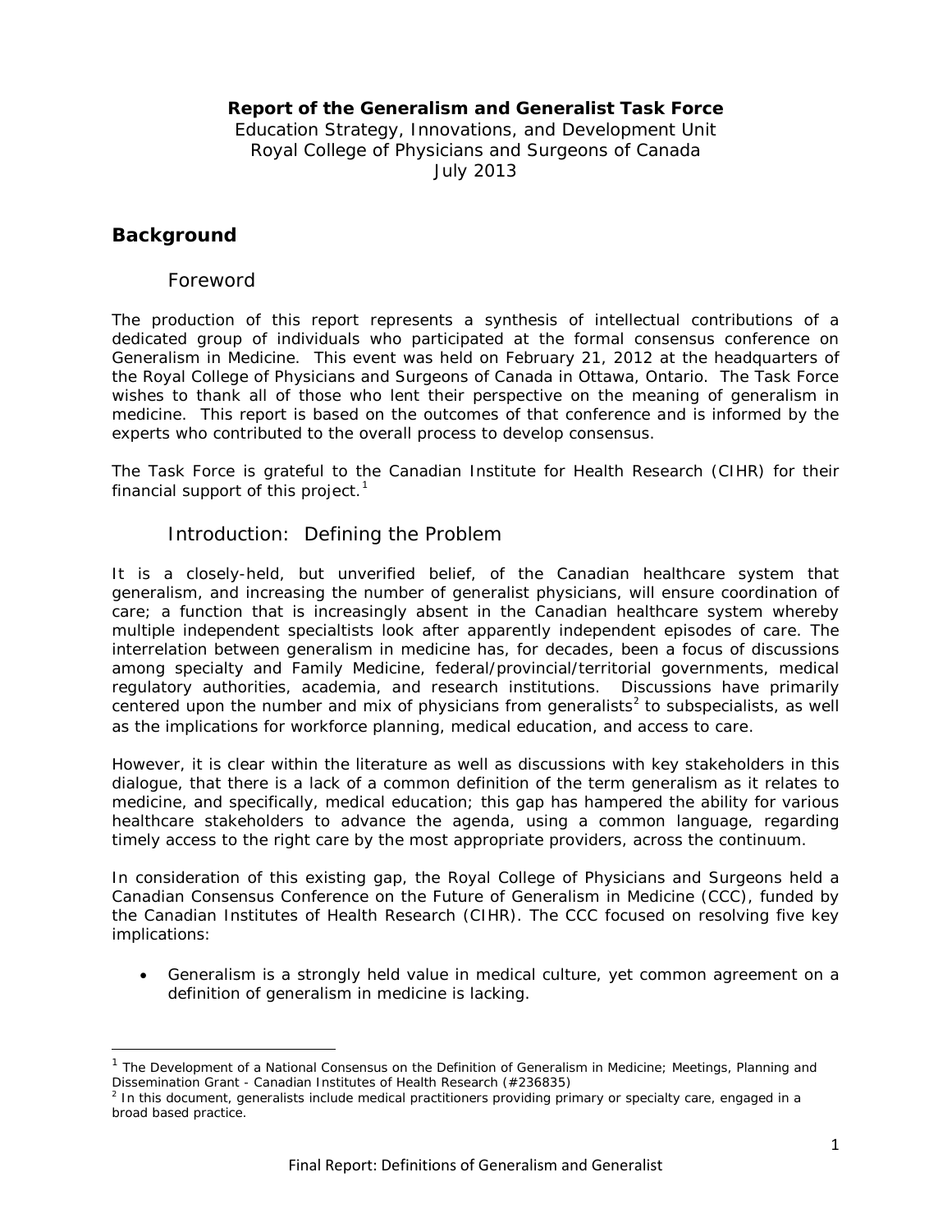**Report of the Generalism and Generalist Task Force**

Education Strategy, Innovations, and Development Unit
Royal College of Physicians and Surgeons of Canada
July 2013

## Background

### Foreword

The production of this report represents a synthesis of intellectual contributions of a dedicated group of individuals who participated at the formal consensus conference on Generalism in Medicine. This event was held on February 21, 2012 at the headquarters of the Royal College of Physicians and Surgeons of Canada in Ottawa, Ontario. The Task Force wishes to thank all of those who lent their perspective on the meaning of generalism in medicine. This report is based on the outcomes of that conference and is informed by the experts who contributed to the overall process to develop consensus.

The Task Force is grateful to the Canadian Institute for Health Research (CIHR) for their financial support of this project.[1]

### Introduction: Defining the Problem

It is a closely-held, but unverified belief, of the Canadian healthcare system that generalism, and increasing the number of generalist physicians, will ensure coordination of care; a function that is increasingly absent in the Canadian healthcare system whereby multiple independent specialtists look after apparently independent episodes of care. The interrelation between generalism in medicine has, for decades, been a focus of discussions among specialty and Family Medicine, federal/provincial/territorial governments, medical regulatory authorities, academia, and research institutions. Discussions have primarily centered upon the number and mix of physicians from generalists[2] to subspecialists, as well as the implications for workforce planning, medical education, and access to care.

However, it is clear within the literature as well as discussions with key stakeholders in this dialogue, that there is a lack of a common definition of the term generalism as it relates to medicine, and specifically, medical education; this gap has hampered the ability for various healthcare stakeholders to advance the agenda, using a common language, regarding timely access to the right care by the most appropriate providers, across the continuum.

In consideration of this existing gap, the Royal College of Physicians and Surgeons held a Canadian Consensus Conference on the Future of Generalism in Medicine (CCC), funded by the Canadian Institutes of Health Research (CIHR). The CCC focused on resolving five key implications:

- Generalism is a strongly held value in medical culture, yet common agreement on a definition of generalism in medicine is lacking.

---

[1] The Development of a National Consensus on the Definition of Generalism in Medicine; Meetings, Planning and Dissemination Grant - Canadian Institutes of Health Research (#236835)

[2] In this document, generalists include medical practitioners providing primary or specialty care, engaged in a broad based practice.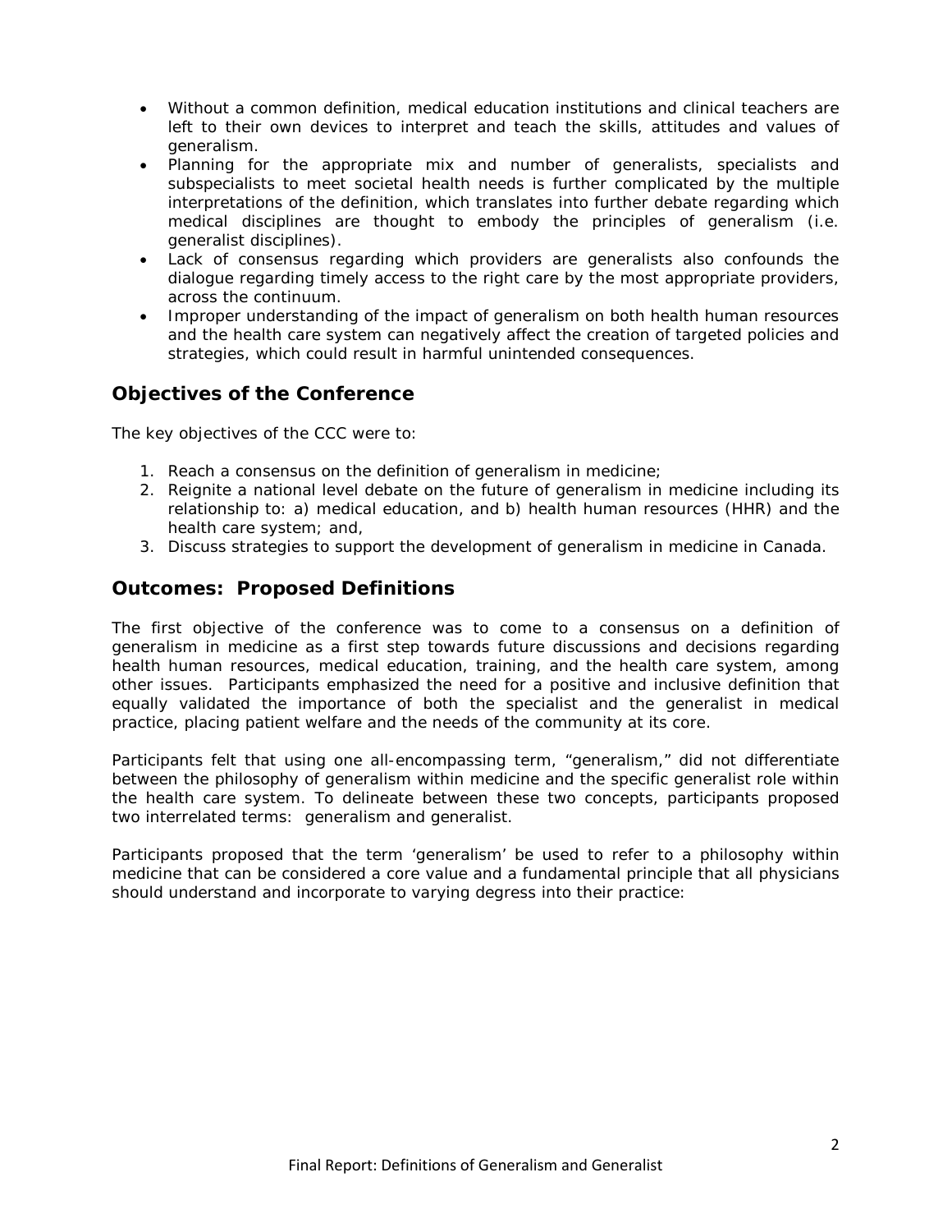- Without a common definition, medical education institutions and clinical teachers are left to their own devices to interpret and teach the skills, attitudes and values of generalism.
- Planning for the appropriate mix and number of generalists, specialists and subspecialists to meet societal health needs is further complicated by the multiple interpretations of the definition, which translates into further debate regarding which medical disciplines are thought to embody the principles of generalism (i.e. generalist disciplines).
- Lack of consensus regarding which providers are generalists also confounds the dialogue regarding timely access to the right care by the most appropriate providers, across the continuum.
- Improper understanding of the impact of generalism on both health human resources and the health care system can negatively affect the creation of targeted policies and strategies, which could result in harmful unintended consequences.

## Objectives of the Conference

The key objectives of the CCC were to:

1. Reach a consensus on the definition of generalism in medicine;
2. Reignite a national level debate on the future of generalism in medicine including its relationship to: a) medical education, and b) health human resources (HHR) and the health care system; and,
3. Discuss strategies to support the development of generalism in medicine in Canada.

## Outcomes: Proposed Definitions

The first objective of the conference was to come to a consensus on a definition of generalism in medicine as a first step towards future discussions and decisions regarding health human resources, medical education, training, and the health care system, among other issues. Participants emphasized the need for a positive and inclusive definition that equally validated the importance of both the specialist and the generalist in medical practice, placing patient welfare and the needs of the community at its core.

Participants felt that using one all-encompassing term, "generalism," did not differentiate between the philosophy of generalism within medicine and the specific generalist role within the health care system. To delineate between these two concepts, participants proposed two interrelated terms: generalism and generalist.

Participants proposed that the term 'generalism' be used to refer to a philosophy within medicine that can be considered a core value and a fundamental principle that all physicians should understand and incorporate to varying degress into their practice: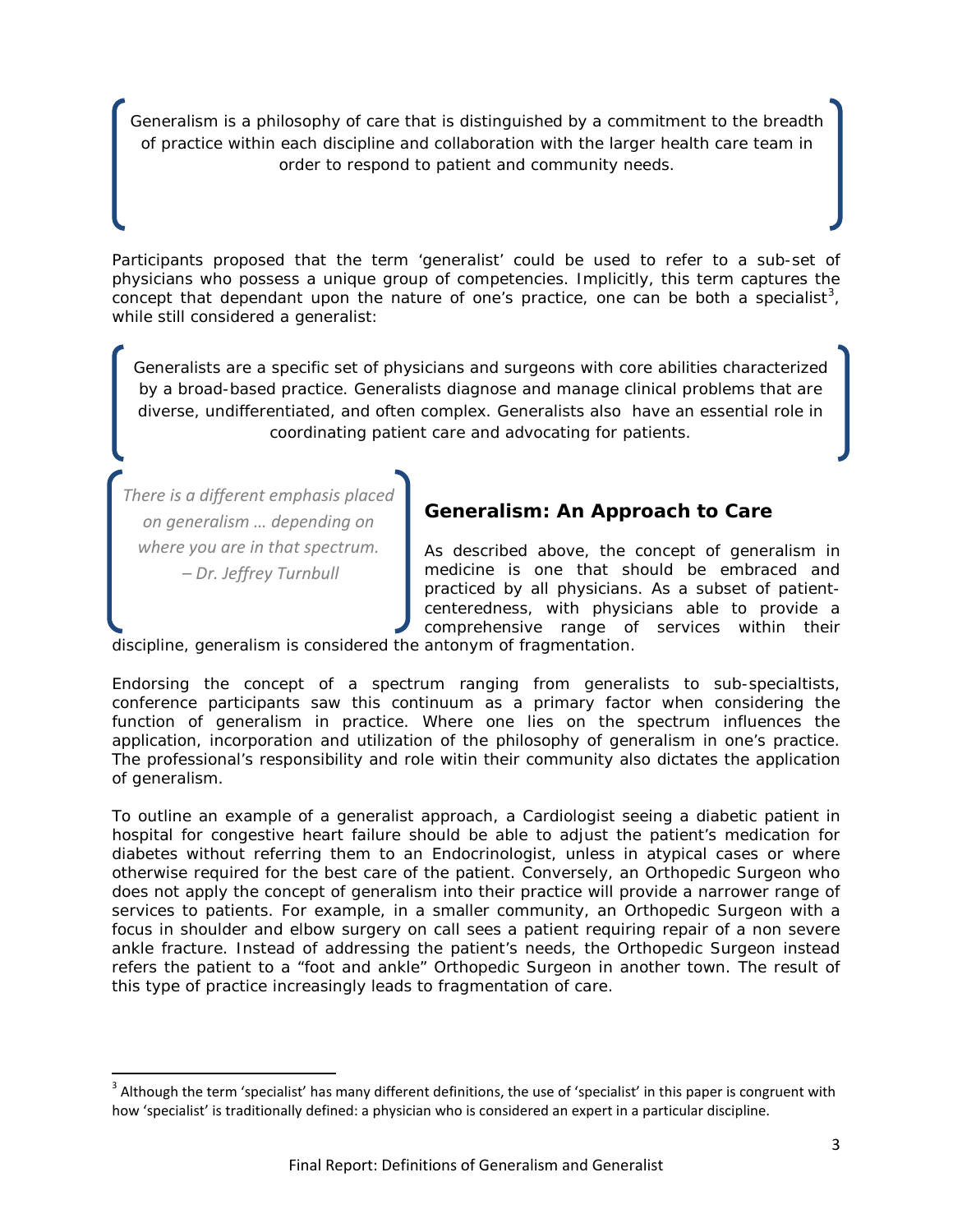> Generalism is a philosophy of care that is distinguished by a commitment to the breadth of practice within each discipline and collaboration with the larger health care team in order to respond to patient and community needs.

Participants proposed that the term 'generalist' could be used to refer to a sub-set of physicians who possess a unique group of competencies. Implicitly, this term captures the concept that dependant upon the nature of one's practice, one can be both a specialist[3], while still considered a generalist:

> Generalists are a specific set of physicians and surgeons with core abilities characterized by a broad-based practice. Generalists diagnose and manage clinical problems that are diverse, undifferentiated, and often complex. Generalists also have an essential role in coordinating patient care and advocating for patients.

> *There is a different emphasis placed on generalism … depending on where you are in that spectrum.*
> *– Dr. Jeffrey Turnbull*

## Generalism: An Approach to Care

As described above, the concept of generalism in medicine is one that should be embraced and practiced by all physicians. As a subset of patient-centeredness, with physicians able to provide a comprehensive range of services within their discipline, generalism is considered the antonym of fragmentation.

Endorsing the concept of a spectrum ranging from generalists to sub-specialtists, conference participants saw this continuum as a primary factor when considering the function of generalism in practice. Where one lies on the spectrum influences the application, incorporation and utilization of the philosophy of generalism in one's practice. The professional's responsibility and role witin their community also dictates the application of generalism.

To outline an example of a generalist approach, a Cardiologist seeing a diabetic patient in hospital for congestive heart failure should be able to adjust the patient's medication for diabetes without referring them to an Endocrinologist, unless in atypical cases or where otherwise required for the best care of the patient. Conversely, an Orthopedic Surgeon who does not apply the concept of generalism into their practice will provide a narrower range of services to patients. For example, in a smaller community, an Orthopedic Surgeon with a focus in shoulder and elbow surgery on call sees a patient requiring repair of a non severe ankle fracture. Instead of addressing the patient's needs, the Orthopedic Surgeon instead refers the patient to a "foot and ankle" Orthopedic Surgeon in another town. The result of this type of practice increasingly leads to fragmentation of care.

[3] Although the term 'specialist' has many different definitions, the use of 'specialist' in this paper is congruent with how 'specialist' is traditionally defined: a physician who is considered an expert in a particular discipline.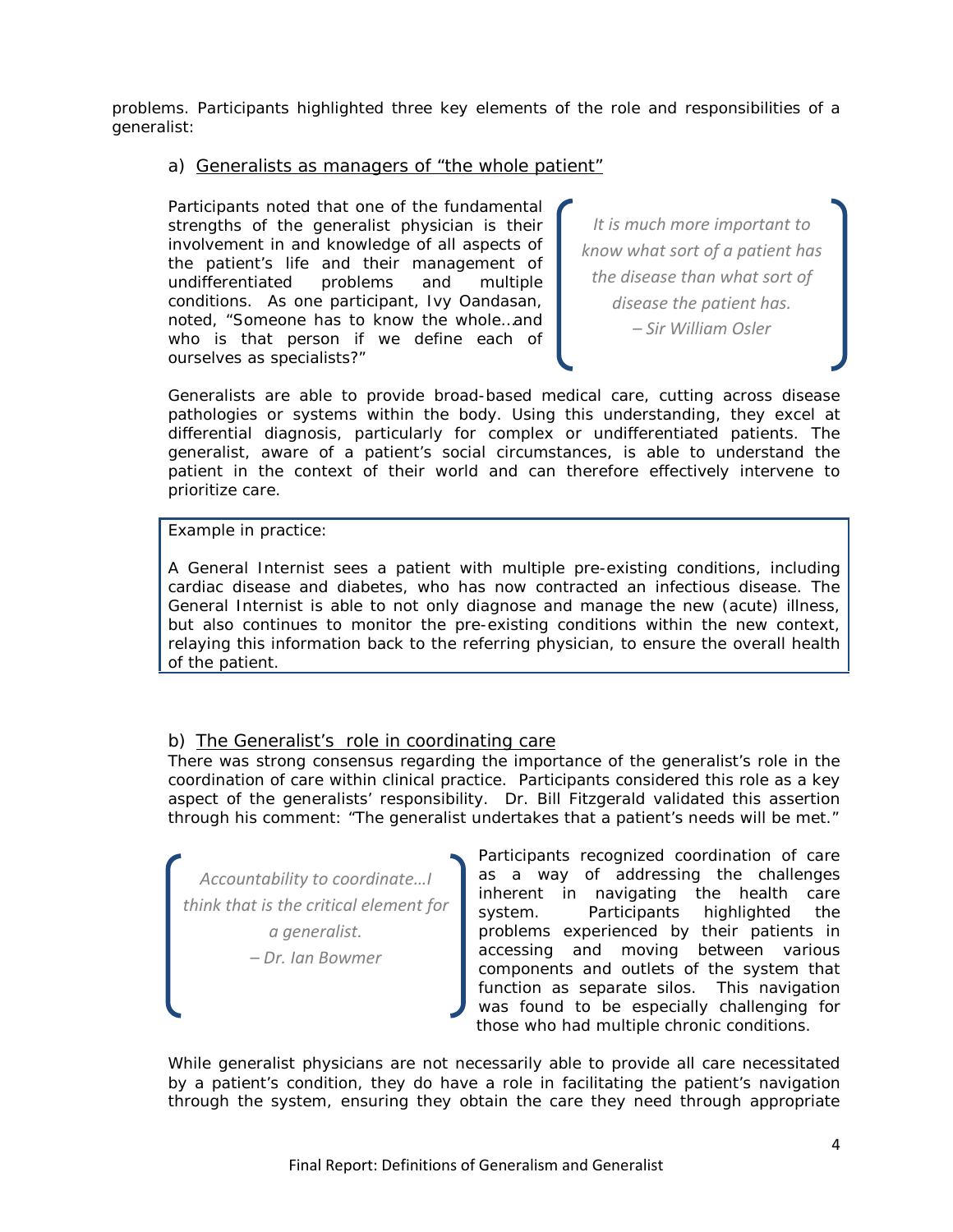problems. Participants highlighted three key elements of the role and responsibilities of a generalist:

### a) Generalists as managers of "the whole patient"

Participants noted that one of the fundamental strengths of the generalist physician is their involvement in and knowledge of all aspects of the patient's life and their management of undifferentiated problems and multiple conditions. As one participant, Ivy Oandasan, noted, "Someone has to know the whole…and who is that person if we define each of ourselves as specialists?"

> *It is much more important to know what sort of a patient has the disease than what sort of disease the patient has.*
> *– Sir William Osler*

Generalists are able to provide broad-based medical care, cutting across disease pathologies or systems within the body. Using this understanding, they excel at differential diagnosis, particularly for complex or undifferentiated patients. The generalist, aware of a patient's social circumstances, is able to understand the patient in the context of their world and can therefore effectively intervene to prioritize care.

> Example in practice:
>
> A General Internist sees a patient with multiple pre-existing conditions, including cardiac disease and diabetes, who has now contracted an infectious disease. The General Internist is able to not only diagnose and manage the new (acute) illness, but also continues to monitor the pre-existing conditions within the new context, relaying this information back to the referring physician, to ensure the overall health of the patient.

### b) The Generalist's role in coordinating care

There was strong consensus regarding the importance of the generalist's role in the coordination of care within clinical practice. Participants considered this role as a key aspect of the generalists' responsibility. Dr. Bill Fitzgerald validated this assertion through his comment: "The generalist undertakes that a patient's needs will be met."

> *Accountability to coordinate…I think that is the critical element for a generalist.*
> *– Dr. Ian Bowmer*

Participants recognized coordination of care as a way of addressing the challenges inherent in navigating the health care system. Participants highlighted the problems experienced by their patients in accessing and moving between various components and outlets of the system that function as separate silos. This navigation was found to be especially challenging for those who had multiple chronic conditions.

While generalist physicians are not necessarily able to provide all care necessitated by a patient's condition, they do have a role in facilitating the patient's navigation through the system, ensuring they obtain the care they need through appropriate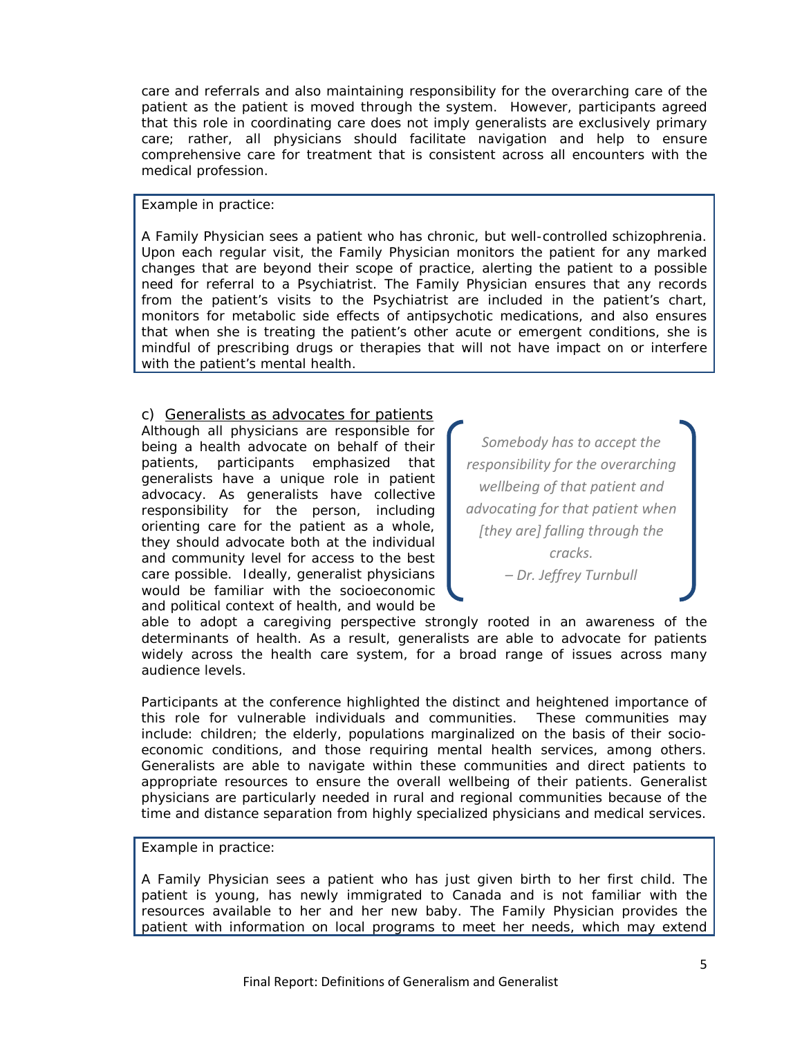care and referrals and also maintaining responsibility for the overarching care of the patient as the patient is moved through the system. However, participants agreed that this role in coordinating care does not imply generalists are exclusively primary care; rather, all physicians should facilitate navigation and help to ensure comprehensive care for treatment that is consistent across all encounters with the medical profession.

> Example in practice:
>
> A Family Physician sees a patient who has chronic, but well-controlled schizophrenia. Upon each regular visit, the Family Physician monitors the patient for any marked changes that are beyond their scope of practice, alerting the patient to a possible need for referral to a Psychiatrist. The Family Physician ensures that any records from the patient's visits to the Psychiatrist are included in the patient's chart, monitors for metabolic side effects of antipsychotic medications, and also ensures that when she is treating the patient's other acute or emergent conditions, she is mindful of prescribing drugs or therapies that will not have impact on or interfere with the patient's mental health.

### c) Generalists as advocates for patients

Although all physicians are responsible for being a health advocate on behalf of their patients, participants emphasized that generalists have a unique role in patient advocacy. As generalists have collective responsibility for the person, including orienting care for the patient as a whole, they should advocate both at the individual and community level for access to the best care possible. Ideally, generalist physicians would be familiar with the socioeconomic and political context of health, and would be able to adopt a caregiving perspective strongly rooted in an awareness of the determinants of health. As a result, generalists are able to advocate for patients widely across the health care system, for a broad range of issues across many audience levels.

> *Somebody has to accept the responsibility for the overarching wellbeing of that patient and advocating for that patient when [they are] falling through the cracks.*
>
> *– Dr. Jeffrey Turnbull*

Participants at the conference highlighted the distinct and heightened importance of this role for vulnerable individuals and communities. These communities may include: children; the elderly, populations marginalized on the basis of their socio-economic conditions, and those requiring mental health services, among others. Generalists are able to navigate within these communities and direct patients to appropriate resources to ensure the overall wellbeing of their patients. Generalist physicians are particularly needed in rural and regional communities because of the time and distance separation from highly specialized physicians and medical services.

> Example in practice:
>
> A Family Physician sees a patient who has just given birth to her first child. The patient is young, has newly immigrated to Canada and is not familiar with the resources available to her and her new baby. The Family Physician provides the patient with information on local programs to meet her needs, which may extend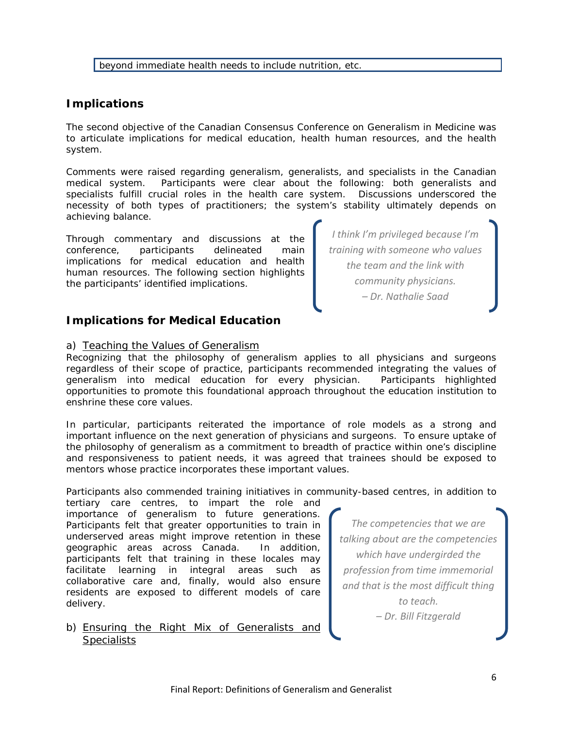beyond immediate health needs to include nutrition, etc.

## Implications

The second objective of the Canadian Consensus Conference on Generalism in Medicine was to articulate implications for medical education, health human resources, and the health system.

Comments were raised regarding generalism, generalists, and specialists in the Canadian medical system. Participants were clear about the following: both generalists and specialists fulfill crucial roles in the health care system. Discussions underscored the necessity of both types of practitioners; the system's stability ultimately depends on achieving balance.

Through commentary and discussions at the conference, participants delineated main implications for medical education and health human resources. The following section highlights the participants' identified implications.

> *I think I'm privileged because I'm training with someone who values the team and the link with community physicians.*
> *– Dr. Nathalie Saad*

## Implications for Medical Education

### a) Teaching the Values of Generalism

Recognizing that the philosophy of generalism applies to all physicians and surgeons regardless of their scope of practice, participants recommended integrating the values of generalism into medical education for every physician. Participants highlighted opportunities to promote this foundational approach throughout the education institution to enshrine these core values.

In particular, participants reiterated the importance of role models as a strong and important influence on the next generation of physicians and surgeons. To ensure uptake of the philosophy of generalism as a commitment to breadth of practice within one's discipline and responsiveness to patient needs, it was agreed that trainees should be exposed to mentors whose practice incorporates these important values.

Participants also commended training initiatives in community-based centres, in addition to tertiary care centres, to impart the role and importance of generalism to future generations. Participants felt that greater opportunities to train in underserved areas might improve retention in these geographic areas across Canada. In addition, participants felt that training in these locales may facilitate learning in integral areas such as collaborative care and, finally, would also ensure residents are exposed to different models of care delivery.

> *The competencies that we are talking about are the competencies which have undergirded the profession from time immemorial and that is the most difficult thing to teach.*
> *– Dr. Bill Fitzgerald*

### b) Ensuring the Right Mix of Generalists and Specialists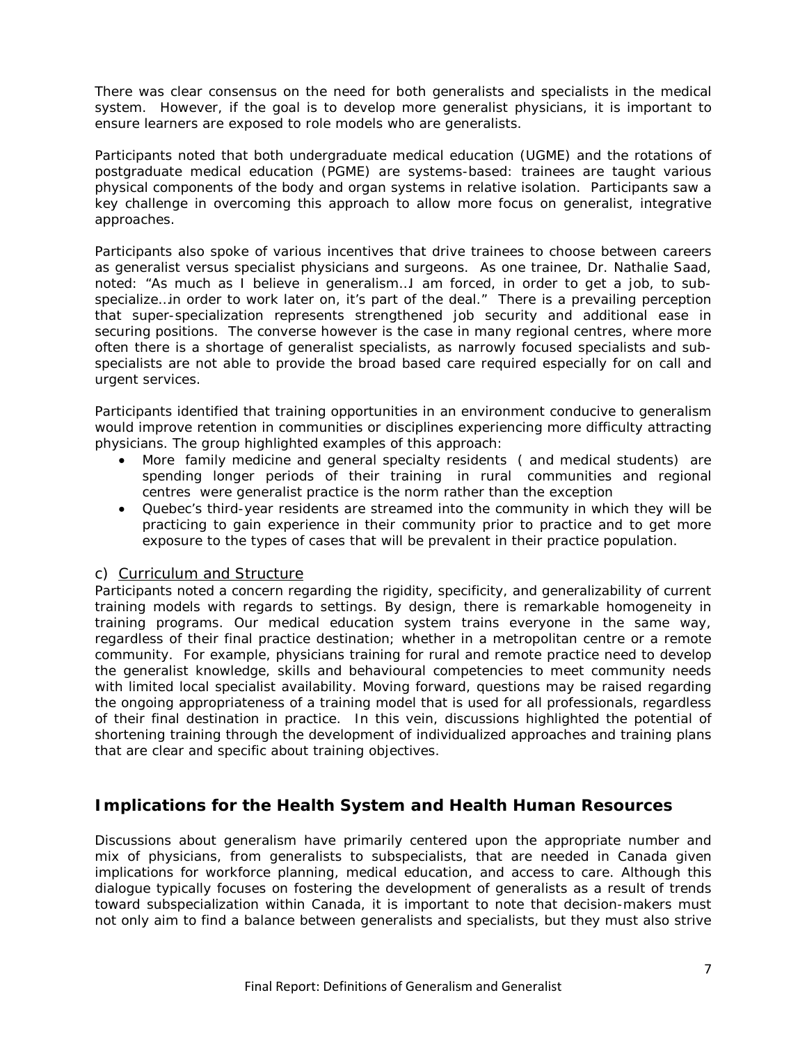There was clear consensus on the need for both generalists and specialists in the medical system. However, if the goal is to develop more generalist physicians, it is important to ensure learners are exposed to role models who are generalists.

Participants noted that both undergraduate medical education (UGME) and the rotations of postgraduate medical education (PGME) are systems-based: trainees are taught various physical components of the body and organ systems in relative isolation. Participants saw a key challenge in overcoming this approach to allow more focus on generalist, integrative approaches.

Participants also spoke of various incentives that drive trainees to choose between careers as generalist versus specialist physicians and surgeons. As one trainee, Dr. Nathalie Saad, noted: "As much as I believe in generalism…I am forced, in order to get a job, to sub-specialize…in order to work later on, it's part of the deal." There is a prevailing perception that super-specialization represents strengthened job security and additional ease in securing positions. The converse however is the case in many regional centres, where more often there is a shortage of generalist specialists, as narrowly focused specialists and sub-specialists are not able to provide the broad based care required especially for on call and urgent services.

Participants identified that training opportunities in an environment conducive to generalism would improve retention in communities or disciplines experiencing more difficulty attracting physicians. The group highlighted examples of this approach:

- More family medicine and general specialty residents ( and medical students) are spending longer periods of their training in rural communities and regional centres were generalist practice is the norm rather than the exception
- Quebec's third-year residents are streamed into the community in which they will be practicing to gain experience in their community prior to practice and to get more exposure to the types of cases that will be prevalent in their practice population.

### c) Curriculum and Structure

Participants noted a concern regarding the rigidity, specificity, and generalizability of current training models with regards to settings. By design, there is remarkable homogeneity in training programs. Our medical education system trains everyone in the same way, regardless of their final practice destination; whether in a metropolitan centre or a remote community. For example, physicians training for rural and remote practice need to develop the generalist knowledge, skills and behavioural competencies to meet community needs with limited local specialist availability. Moving forward, questions may be raised regarding the ongoing appropriateness of a training model that is used for all professionals, regardless of their final destination in practice. In this vein, discussions highlighted the potential of shortening training through the development of individualized approaches and training plans that are clear and specific about training objectives.

## Implications for the Health System and Health Human Resources

Discussions about generalism have primarily centered upon the appropriate number and mix of physicians, from generalists to subspecialists, that are needed in Canada given implications for workforce planning, medical education, and access to care. Although this dialogue typically focuses on fostering the development of generalists as a result of trends toward subspecialization within Canada, it is important to note that decision-makers must not only aim to find a balance between generalists and specialists, but they must also strive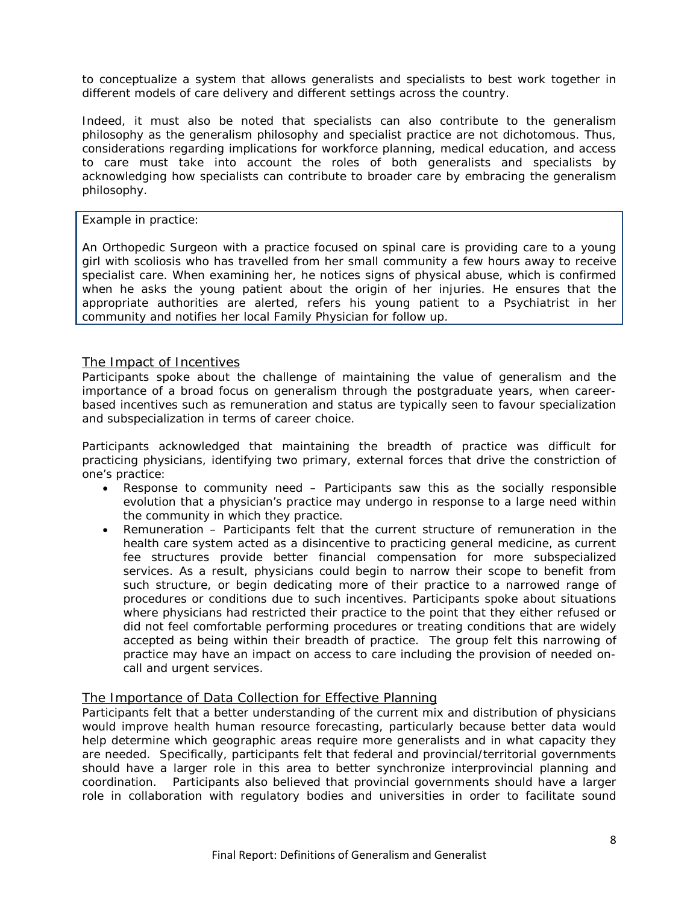to conceptualize a system that allows generalists and specialists to best work together in different models of care delivery and different settings across the country.

Indeed, it must also be noted that specialists can also contribute to the generalism philosophy as the generalism philosophy and specialist practice are not dichotomous. Thus, considerations regarding implications for workforce planning, medical education, and access to care must take into account the roles of both generalists and specialists by acknowledging how specialists can contribute to broader care by embracing the generalism philosophy.

> Example in practice:
>
> An Orthopedic Surgeon with a practice focused on spinal care is providing care to a young girl with scoliosis who has travelled from her small community a few hours away to receive specialist care. When examining her, he notices signs of physical abuse, which is confirmed when he asks the young patient about the origin of her injuries. He ensures that the appropriate authorities are alerted, refers his young patient to a Psychiatrist in her community and notifies her local Family Physician for follow up.

## The Impact of Incentives

Participants spoke about the challenge of maintaining the value of generalism and the importance of a broad focus on generalism through the postgraduate years, when career-based incentives such as remuneration and status are typically seen to favour specialization and subspecialization in terms of career choice.

Participants acknowledged that maintaining the breadth of practice was difficult for practicing physicians, identifying two primary, external forces that drive the constriction of one's practice:

- Response to community need – Participants saw this as the socially responsible evolution that a physician's practice may undergo in response to a large need within the community in which they practice.
- Remuneration – Participants felt that the current structure of remuneration in the health care system acted as a disincentive to practicing general medicine, as current fee structures provide better financial compensation for more subspecialized services. As a result, physicians could begin to narrow their scope to benefit from such structure, or begin dedicating more of their practice to a narrowed range of procedures or conditions due to such incentives. Participants spoke about situations where physicians had restricted their practice to the point that they either refused or did not feel comfortable performing procedures or treating conditions that are widely accepted as being within their breadth of practice. The group felt this narrowing of practice may have an impact on access to care including the provision of needed on-call and urgent services.

## The Importance of Data Collection for Effective Planning

Participants felt that a better understanding of the current mix and distribution of physicians would improve health human resource forecasting, particularly because better data would help determine which geographic areas require more generalists and in what capacity they are needed. Specifically, participants felt that federal and provincial/territorial governments should have a larger role in this area to better synchronize interprovincial planning and coordination. Participants also believed that provincial governments should have a larger role in collaboration with regulatory bodies and universities in order to facilitate sound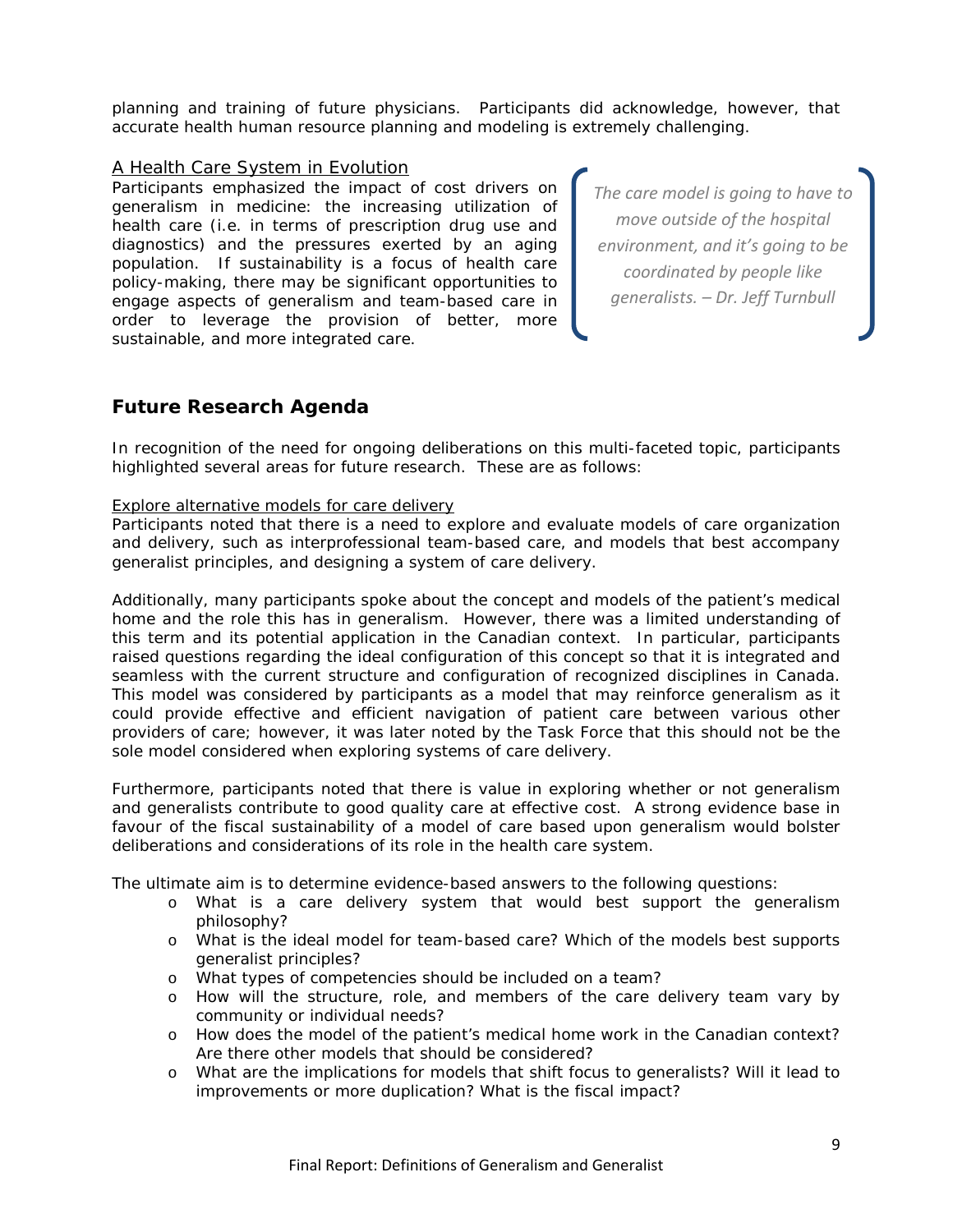planning and training of future physicians. Participants did acknowledge, however, that accurate health human resource planning and modeling is extremely challenging.

### A Health Care System in Evolution

Participants emphasized the impact of cost drivers on generalism in medicine: the increasing utilization of health care (i.e. in terms of prescription drug use and diagnostics) and the pressures exerted by an aging population. If sustainability is a focus of health care policy-making, there may be significant opportunities to engage aspects of generalism and team-based care in order to leverage the provision of better, more sustainable, and more integrated care.

> *The care model is going to have to move outside of the hospital environment, and it's going to be coordinated by people like generalists. – Dr. Jeff Turnbull*

## Future Research Agenda

In recognition of the need for ongoing deliberations on this multi-faceted topic, participants highlighted several areas for future research. These are as follows:

### Explore alternative models for care delivery

Participants noted that there is a need to explore and evaluate models of care organization and delivery, such as interprofessional team-based care, and models that best accompany generalist principles, and designing a system of care delivery.

Additionally, many participants spoke about the concept and models of the patient's medical home and the role this has in generalism. However, there was a limited understanding of this term and its potential application in the Canadian context. In particular, participants raised questions regarding the ideal configuration of this concept so that it is integrated and seamless with the current structure and configuration of recognized disciplines in Canada. This model was considered by participants as a model that may reinforce generalism as it could provide effective and efficient navigation of patient care between various other providers of care; however, it was later noted by the Task Force that this should not be the sole model considered when exploring systems of care delivery.

Furthermore, participants noted that there is value in exploring whether or not generalism and generalists contribute to good quality care at effective cost. A strong evidence base in favour of the fiscal sustainability of a model of care based upon generalism would bolster deliberations and considerations of its role in the health care system.

The ultimate aim is to determine evidence-based answers to the following questions:

- What is a care delivery system that would best support the generalism philosophy?
- What is the ideal model for team-based care? Which of the models best supports generalist principles?
- What types of competencies should be included on a team?
- How will the structure, role, and members of the care delivery team vary by community or individual needs?
- How does the model of the patient's medical home work in the Canadian context? Are there other models that should be considered?
- What are the implications for models that shift focus to generalists? Will it lead to improvements or more duplication? What is the fiscal impact?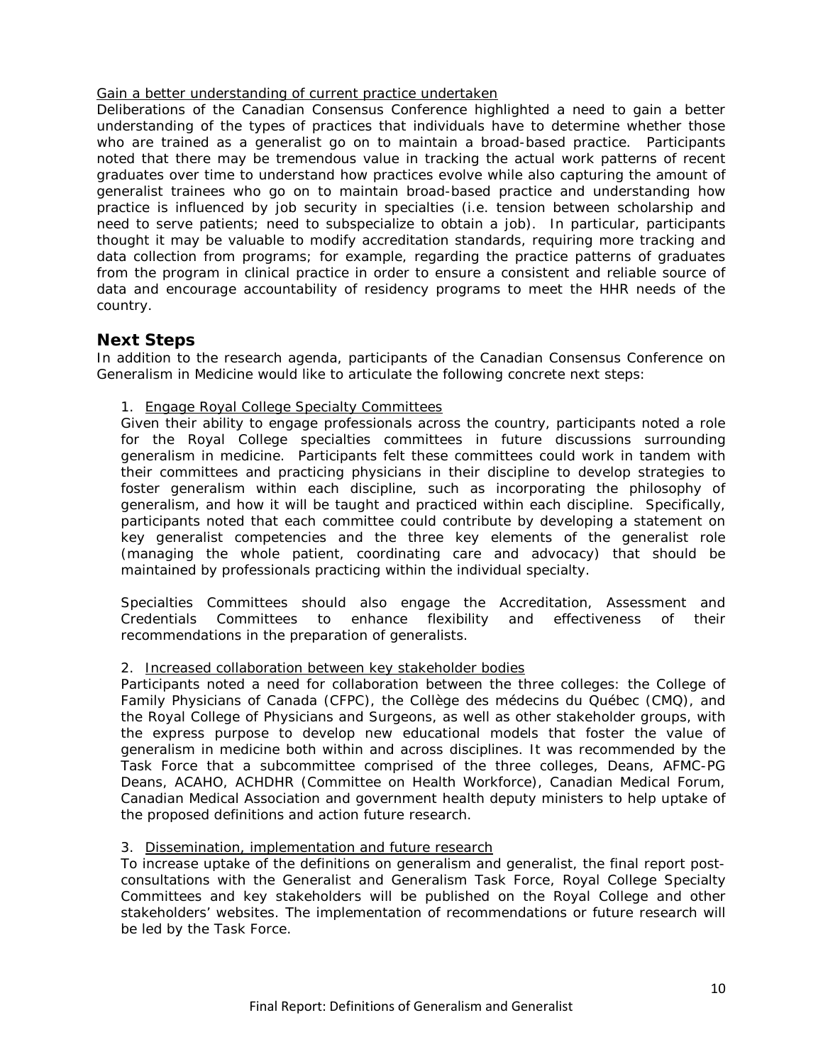<u>Gain a better understanding of current practice undertaken</u>

Deliberations of the Canadian Consensus Conference highlighted a need to gain a better understanding of the types of practices that individuals have to determine whether those who are trained as a generalist go on to maintain a broad-based practice. Participants noted that there may be tremendous value in tracking the actual work patterns of recent graduates over time to understand how practices evolve while also capturing the amount of generalist trainees who go on to maintain broad-based practice and understanding how practice is influenced by job security in specialties (i.e. tension between scholarship and need to serve patients; need to subspecialize to obtain a job). In particular, participants thought it may be valuable to modify accreditation standards, requiring more tracking and data collection from programs; for example, regarding the practice patterns of graduates from the program in clinical practice in order to ensure a consistent and reliable source of data and encourage accountability of residency programs to meet the HHR needs of the country.

## Next Steps

In addition to the research agenda, participants of the Canadian Consensus Conference on Generalism in Medicine would like to articulate the following concrete next steps:

1. <u>Engage Royal College Specialty Committees</u>

Given their ability to engage professionals across the country, participants noted a role for the Royal College specialties committees in future discussions surrounding generalism in medicine. Participants felt these committees could work in tandem with their committees and practicing physicians in their discipline to develop strategies to foster generalism within each discipline, such as incorporating the philosophy of generalism, and how it will be taught and practiced within each discipline. Specifically, participants noted that each committee could contribute by developing a statement on key generalist competencies and the three key elements of the generalist role (managing the whole patient, coordinating care and advocacy) that should be maintained by professionals practicing within the individual specialty.

Specialties Committees should also engage the Accreditation, Assessment and Credentials Committees to enhance flexibility and effectiveness of their recommendations in the preparation of generalists.

2. <u>Increased collaboration between key stakeholder bodies</u>

Participants noted a need for collaboration between the three colleges: the College of Family Physicians of Canada (CFPC), the Collège des médecins du Québec (CMQ), and the Royal College of Physicians and Surgeons, as well as other stakeholder groups, with the express purpose to develop new educational models that foster the value of generalism in medicine both within and across disciplines. It was recommended by the Task Force that a subcommittee comprised of the three colleges, Deans, AFMC-PG Deans, ACAHO, ACHDHR (Committee on Health Workforce), Canadian Medical Forum, Canadian Medical Association and government health deputy ministers to help uptake of the proposed definitions and action future research.

3. <u>Dissemination, implementation and future research</u>

To increase uptake of the definitions on generalism and generalist, the final report post-consultations with the Generalist and Generalism Task Force, Royal College Specialty Committees and key stakeholders will be published on the Royal College and other stakeholders' websites. The implementation of recommendations or future research will be led by the Task Force.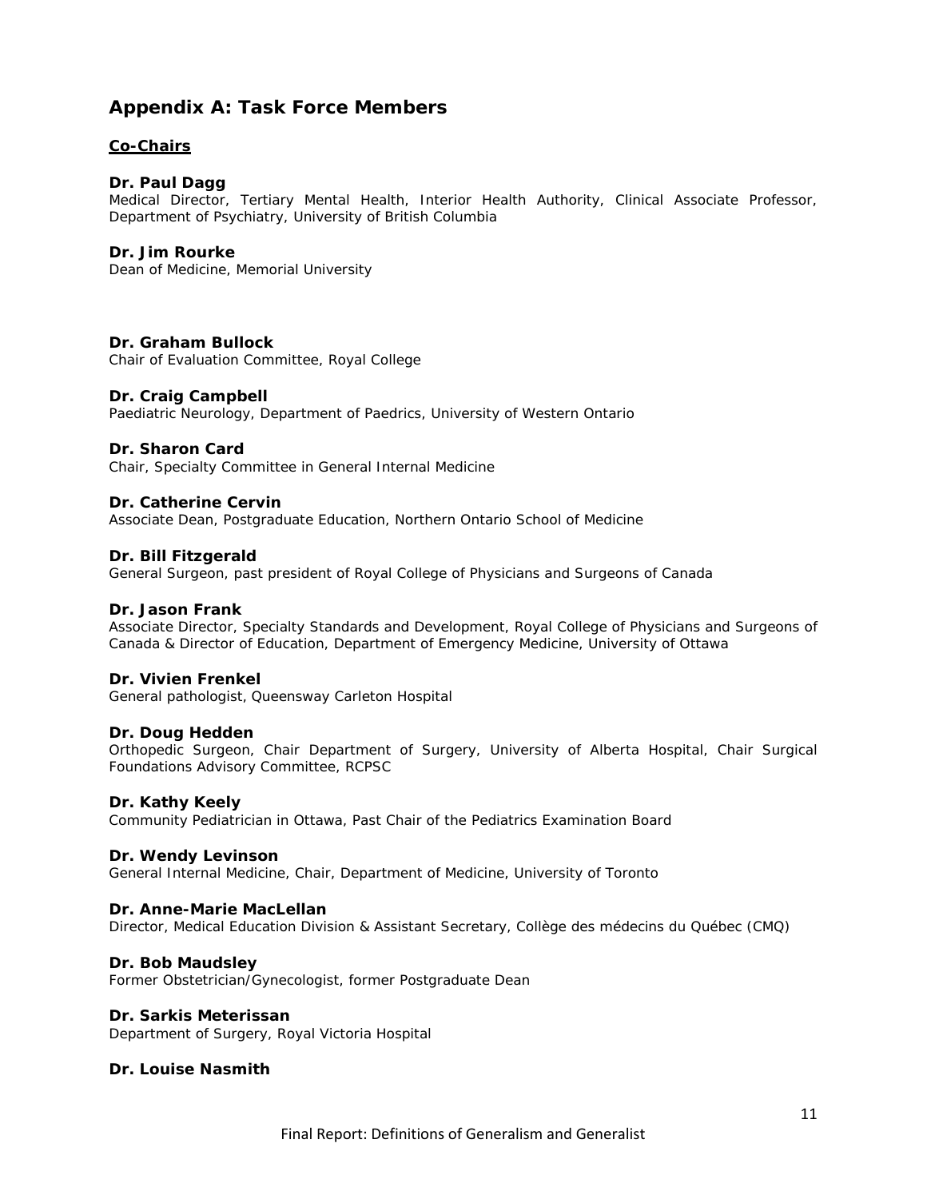## Appendix A: Task Force Members

**Co-Chairs**

**Dr. Paul Dagg**
Medical Director, Tertiary Mental Health, Interior Health Authority, Clinical Associate Professor, Department of Psychiatry, University of British Columbia

**Dr. Jim Rourke**
Dean of Medicine, Memorial University

**Dr. Graham Bullock**
Chair of Evaluation Committee, Royal College

**Dr. Craig Campbell**
Paediatric Neurology, Department of Paedrics, University of Western Ontario

**Dr. Sharon Card**
Chair, Specialty Committee in General Internal Medicine

**Dr. Catherine Cervin**
Associate Dean, Postgraduate Education, Northern Ontario School of Medicine

**Dr. Bill Fitzgerald**
General Surgeon, past president of Royal College of Physicians and Surgeons of Canada

**Dr. Jason Frank**
Associate Director, Specialty Standards and Development, Royal College of Physicians and Surgeons of Canada & Director of Education, Department of Emergency Medicine, University of Ottawa

**Dr. Vivien Frenkel**
General pathologist, Queensway Carleton Hospital

**Dr. Doug Hedden**
Orthopedic Surgeon, Chair Department of Surgery, University of Alberta Hospital, Chair Surgical Foundations Advisory Committee, RCPSC

**Dr. Kathy Keely**
Community Pediatrician in Ottawa, Past Chair of the Pediatrics Examination Board

**Dr. Wendy Levinson**
General Internal Medicine, Chair, Department of Medicine, University of Toronto

**Dr. Anne-Marie MacLellan**
Director, Medical Education Division & Assistant Secretary, Collège des médecins du Québec (CMQ)

**Dr. Bob Maudsley**
Former Obstetrician/Gynecologist, former Postgraduate Dean

**Dr. Sarkis Meterissan**
Department of Surgery, Royal Victoria Hospital

**Dr. Louise Nasmith**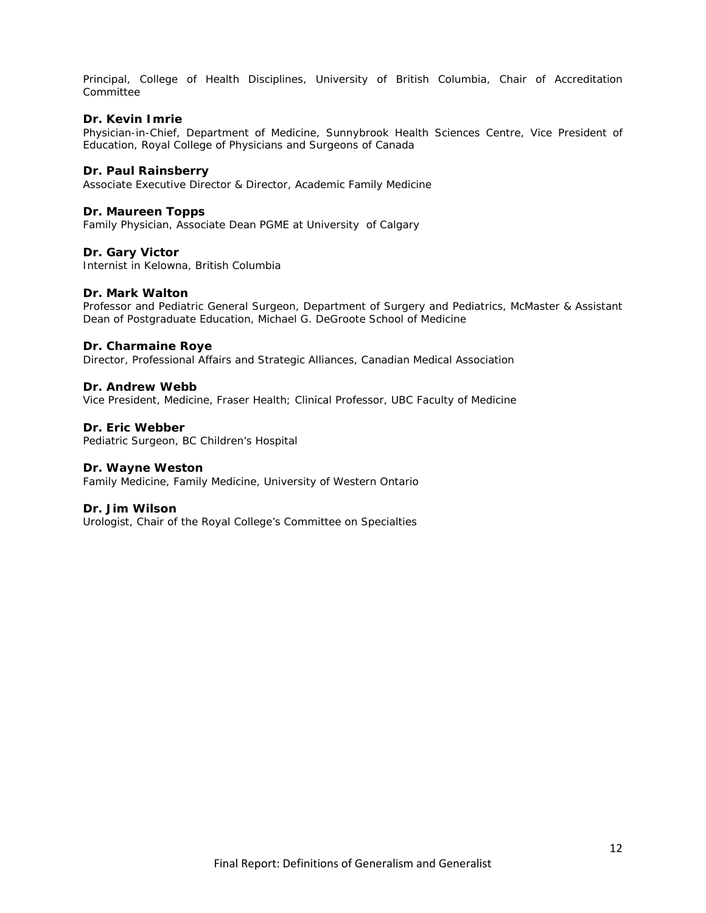Principal, College of Health Disciplines, University of British Columbia, Chair of Accreditation Committee

**Dr. Kevin Imrie**
Physician-in-Chief, Department of Medicine, Sunnybrook Health Sciences Centre, Vice President of Education, Royal College of Physicians and Surgeons of Canada

**Dr. Paul Rainsberry**
Associate Executive Director & Director, Academic Family Medicine

**Dr. Maureen Topps**
Family Physician, Associate Dean PGME at University of Calgary

**Dr. Gary Victor**
Internist in Kelowna, British Columbia

**Dr. Mark Walton**
Professor and Pediatric General Surgeon, Department of Surgery and Pediatrics, McMaster & Assistant Dean of Postgraduate Education, Michael G. DeGroote School of Medicine

**Dr. Charmaine Roye**
Director, Professional Affairs and Strategic Alliances, Canadian Medical Association

**Dr. Andrew Webb**
Vice President, Medicine, Fraser Health; Clinical Professor, UBC Faculty of Medicine

**Dr. Eric Webber**
Pediatric Surgeon, BC Children's Hospital

**Dr. Wayne Weston**
Family Medicine, Family Medicine, University of Western Ontario

**Dr. Jim Wilson**
Urologist, Chair of the Royal College's Committee on Specialties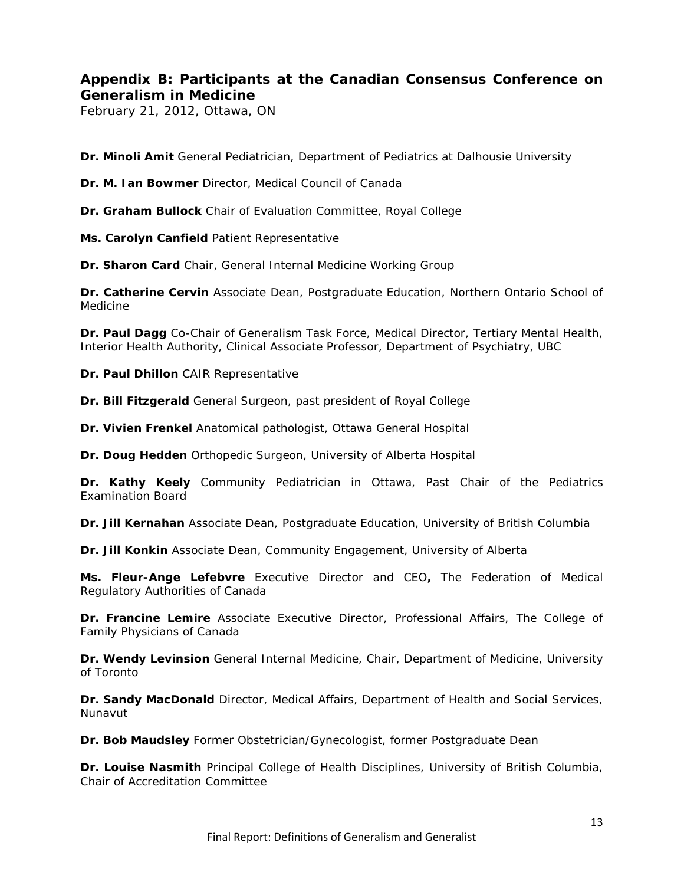## Appendix B: Participants at the Canadian Consensus Conference on Generalism in Medicine

February 21, 2012, Ottawa, ON

**Dr. Minoli Amit** General Pediatrician, Department of Pediatrics at Dalhousie University

**Dr. M. Ian Bowmer** Director, Medical Council of Canada

**Dr. Graham Bullock** Chair of Evaluation Committee, Royal College

**Ms. Carolyn Canfield** Patient Representative

**Dr. Sharon Card** Chair, General Internal Medicine Working Group

**Dr. Catherine Cervin** Associate Dean, Postgraduate Education, Northern Ontario School of Medicine

**Dr. Paul Dagg** Co-Chair of Generalism Task Force, Medical Director, Tertiary Mental Health, Interior Health Authority, Clinical Associate Professor, Department of Psychiatry, UBC

**Dr. Paul Dhillon** CAIR Representative

**Dr. Bill Fitzgerald** General Surgeon, past president of Royal College

**Dr. Vivien Frenkel** Anatomical pathologist, Ottawa General Hospital

**Dr. Doug Hedden** Orthopedic Surgeon, University of Alberta Hospital

**Dr. Kathy Keely** Community Pediatrician in Ottawa, Past Chair of the Pediatrics Examination Board

**Dr. Jill Kernahan** Associate Dean, Postgraduate Education, University of British Columbia

**Dr. Jill Konkin** Associate Dean, Community Engagement, University of Alberta

**Ms. Fleur-Ange Lefebvre** Executive Director and CEO**,** The Federation of Medical Regulatory Authorities of Canada

**Dr. Francine Lemire** Associate Executive Director, Professional Affairs, The College of Family Physicians of Canada

**Dr. Wendy Levinsion** General Internal Medicine, Chair, Department of Medicine, University of Toronto

**Dr. Sandy MacDonald** Director, Medical Affairs, Department of Health and Social Services, Nunavut

**Dr. Bob Maudsley** Former Obstetrician/Gynecologist, former Postgraduate Dean

**Dr. Louise Nasmith** Principal College of Health Disciplines, University of British Columbia, Chair of Accreditation Committee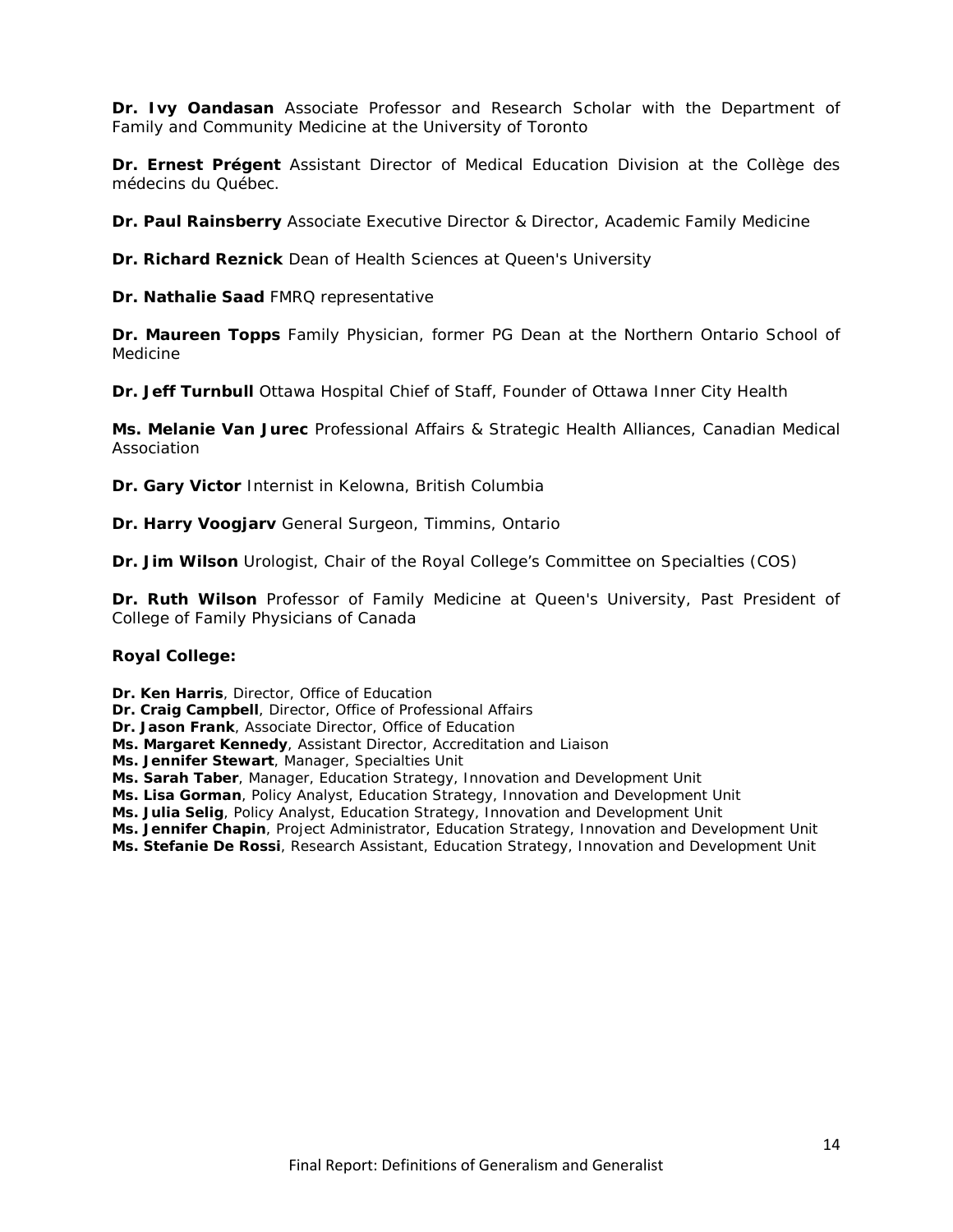**Dr. Ivy Oandasan** Associate Professor and Research Scholar with the Department of Family and Community Medicine at the University of Toronto

**Dr. Ernest Prégent** Assistant Director of Medical Education Division at the Collège des médecins du Québec.

**Dr. Paul Rainsberry** Associate Executive Director & Director, Academic Family Medicine

**Dr. Richard Reznick** Dean of Health Sciences at Queen's University

**Dr. Nathalie Saad** FMRQ representative

**Dr. Maureen Topps** Family Physician, former PG Dean at the Northern Ontario School of Medicine

**Dr. Jeff Turnbull** Ottawa Hospital Chief of Staff, Founder of Ottawa Inner City Health

**Ms. Melanie Van Jurec** Professional Affairs & Strategic Health Alliances, Canadian Medical Association

**Dr. Gary Victor** Internist in Kelowna, British Columbia

**Dr. Harry Voogjarv** General Surgeon, Timmins, Ontario

**Dr. Jim Wilson** Urologist, Chair of the Royal College's Committee on Specialties (COS)

**Dr. Ruth Wilson** Professor of Family Medicine at Queen's University, Past President of College of Family Physicians of Canada

**Royal College:**

**Dr. Ken Harris**, Director, Office of Education
**Dr. Craig Campbell**, Director, Office of Professional Affairs
**Dr. Jason Frank**, Associate Director, Office of Education
**Ms. Margaret Kennedy**, Assistant Director, Accreditation and Liaison
**Ms. Jennifer Stewart**, Manager, Specialties Unit
**Ms. Sarah Taber**, Manager, Education Strategy, Innovation and Development Unit
**Ms. Lisa Gorman**, Policy Analyst, Education Strategy, Innovation and Development Unit
**Ms. Julia Selig**, Policy Analyst, Education Strategy, Innovation and Development Unit
**Ms. Jennifer Chapin**, Project Administrator, Education Strategy, Innovation and Development Unit
**Ms. Stefanie De Rossi**, Research Assistant, Education Strategy, Innovation and Development Unit